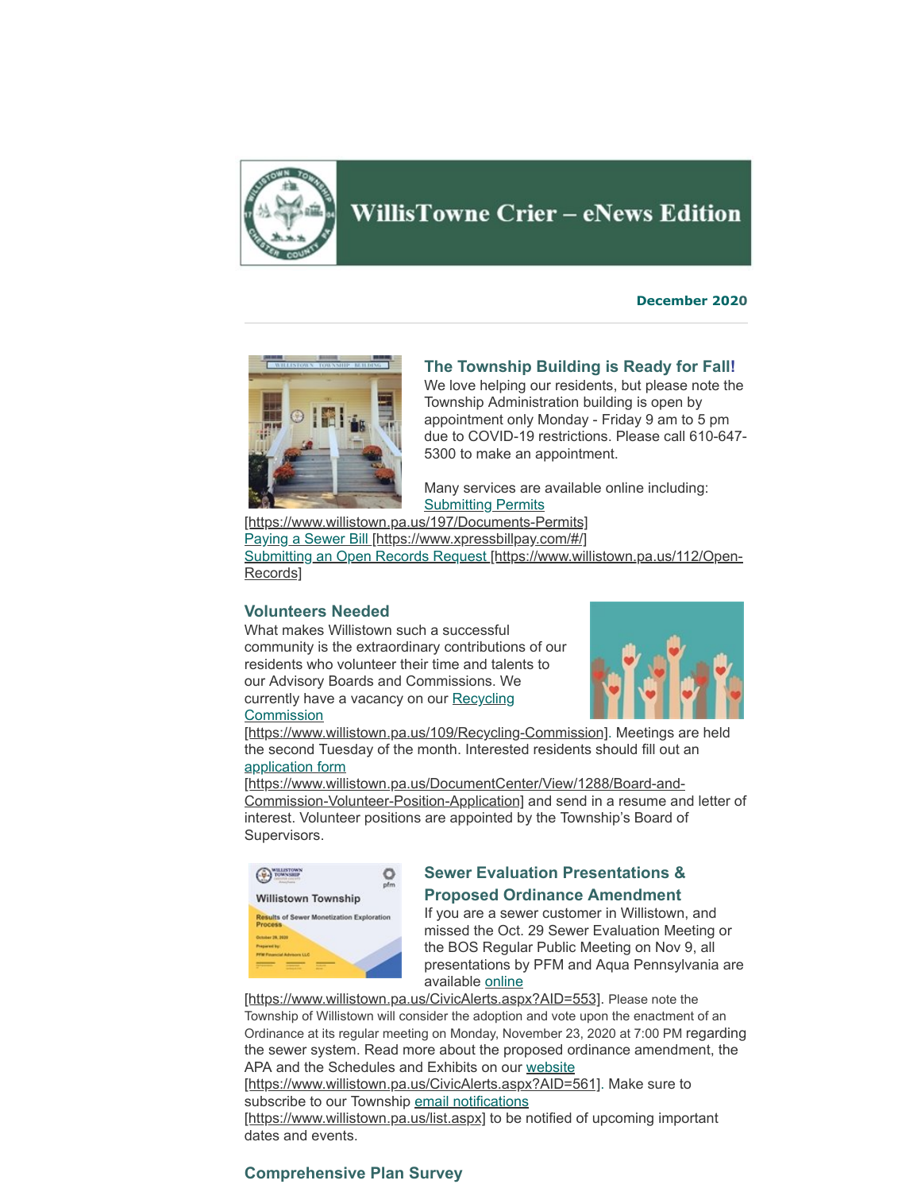# WillisTowne Crier – eNews Edition

**December 2020**

---

## The Township Building is Ready for Fall!

We love helping our residents, but please note the Township Administration building is open by appointment only Monday - Friday 9 am to 5 pm due to COVID-19 restrictions. Please call 610-647-5300 to make an appointment.

Many services are available online including:
Submitting Permits [https://www.willistown.pa.us/197/Documents-Permits]
Paying a Sewer Bill [https://www.xpressbillpay.com/#/]
Submitting an Open Records Request [https://www.willistown.pa.us/112/Open-Records]

## Volunteers Needed

What makes Willistown such a successful community is the extraordinary contributions of our residents who volunteer their time and talents to our Advisory Boards and Commissions. We currently have a vacancy on our Recycling Commission [https://www.willistown.pa.us/109/Recycling-Commission]. Meetings are held the second Tuesday of the month. Interested residents should fill out an application form [https://www.willistown.pa.us/DocumentCenter/View/1288/Board-and-Commission-Volunteer-Position-Application] and send in a resume and letter of interest. Volunteer positions are appointed by the Township's Board of Supervisors.

## Sewer Evaluation Presentations & Proposed Ordinance Amendment

If you are a sewer customer in Willistown, and missed the Oct. 29 Sewer Evaluation Meeting or the BOS Regular Public Meeting on Nov 9, all presentations by PFM and Aqua Pennsylvania are available online [https://www.willistown.pa.us/CivicAlerts.aspx?AID=553]. Please note the Township of Willistown will consider the adoption and vote upon the enactment of an Ordinance at its regular meeting on Monday, November 23, 2020 at 7:00 PM regarding the sewer system. Read more about the proposed ordinance amendment, the APA and the Schedules and Exhibits on our website [https://www.willistown.pa.us/CivicAlerts.aspx?AID=561]. Make sure to subscribe to our Township email notifications [https://www.willistown.pa.us/list.aspx] to be notified of upcoming important dates and events.

## Comprehensive Plan Survey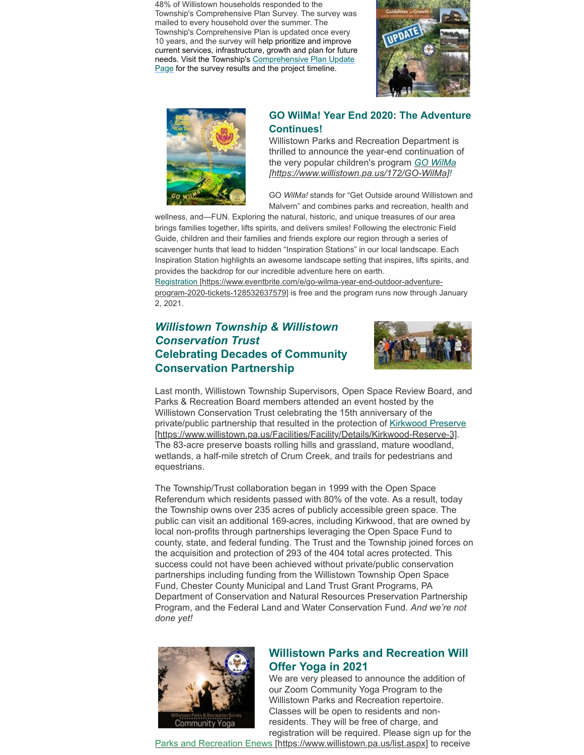48% of Willistown households responded to the Township's Comprehensive Plan Survey. The survey was mailed to every household over the summer. The Township's Comprehensive Plan is updated once every 10 years, and the survey will help prioritize and improve current services, infrastructure, growth and plan for future needs. Visit the Township's Comprehensive Plan Update Page for the survey results and the project timeline.

## GO WilMa! Year End 2020: The Adventure Continues!

Willistown Parks and Recreation Department is thrilled to announce the year-end continuation of the very popular children's program *GO WilMa [https://www.willistown.pa.us/172/GO-WilMa]!*

GO *WilMa!* stands for "Get Outside around Willistown and Malvern" and combines parks and recreation, health and wellness, and—FUN. Exploring the natural, historic, and unique treasures of our area brings families together, lifts spirits, and delivers smiles! Following the electronic Field Guide, children and their families and friends explore our region through a series of scavenger hunts that lead to hidden "Inspiration Stations" in our local landscape. Each Inspiration Station highlights an awesome landscape setting that inspires, lifts spirits, and provides the backdrop for our incredible adventure here on earth.

Registration [https://www.eventbrite.com/e/go-wilma-year-end-outdoor-adventure-program-2020-tickets-128532637579] is free and the program runs now through January 2, 2021.

## *Willistown Township & Willistown Conservation Trust* Celebrating Decades of Community Conservation Partnership

Last month, Willistown Township Supervisors, Open Space Review Board, and Parks & Recreation Board members attended an event hosted by the Willistown Conservation Trust celebrating the 15th anniversary of the private/public partnership that resulted in the protection of Kirkwood Preserve [https://www.willistown.pa.us/Facilities/Facility/Details/Kirkwood-Reserve-3]. The 83-acre preserve boasts rolling hills and grassland, mature woodland, wetlands, a half-mile stretch of Crum Creek, and trails for pedestrians and equestrians.

The Township/Trust collaboration began in 1999 with the Open Space Referendum which residents passed with 80% of the vote. As a result, today the Township owns over 235 acres of publicly accessible green space. The public can visit an additional 169-acres, including Kirkwood, that are owned by local non-profits through partnerships leveraging the Open Space Fund to county, state, and federal funding. The Trust and the Township joined forces on the acquisition and protection of 293 of the 404 total acres protected. This success could not have been achieved without private/public conservation partnerships including funding from the Willistown Township Open Space Fund, Chester County Municipal and Land Trust Grant Programs, PA Department of Conservation and Natural Resources Preservation Partnership Program, and the Federal Land and Water Conservation Fund. *And we're not done yet!*

## Willistown Parks and Recreation Will Offer Yoga in 2021

We are very pleased to announce the addition of our Zoom Community Yoga Program to the Willistown Parks and Recreation repertoire. Classes will be open to residents and non-residents. They will be free of charge, and registration will be required. Please sign up for the Parks and Recreation Enews [https://www.willistown.pa.us/list.aspx] to receive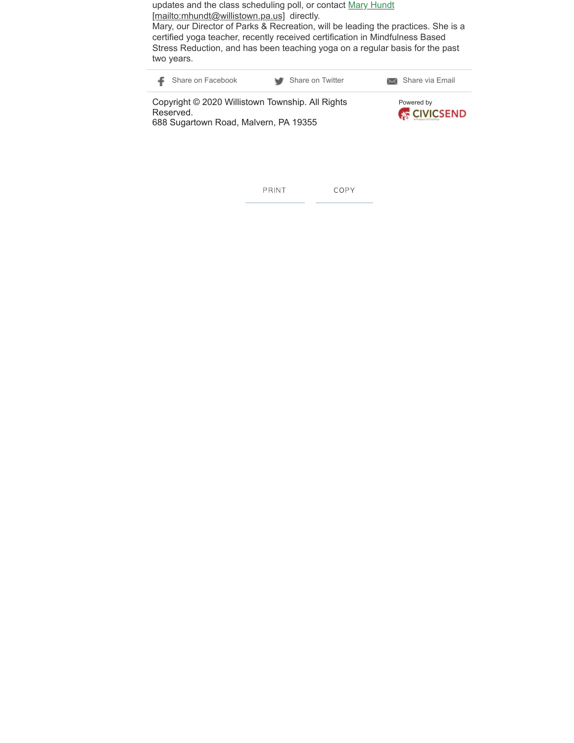updates and the class scheduling poll, or contact Mary Hundt [mailto:mhundt@willistown.pa.us] directly.

Mary, our Director of Parks & Recreation, will be leading the practices. She is a certified yoga teacher, recently received certification in Mindfulness Based Stress Reduction, and has been teaching yoga on a regular basis for the past two years.

Share on Facebook Share on Twitter Share via Email

Copyright © 2020 Willistown Township. All Rights Reserved.
688 Sugartown Road, Malvern, PA 19355

Powered by CIVICSEND

PRINT COPY